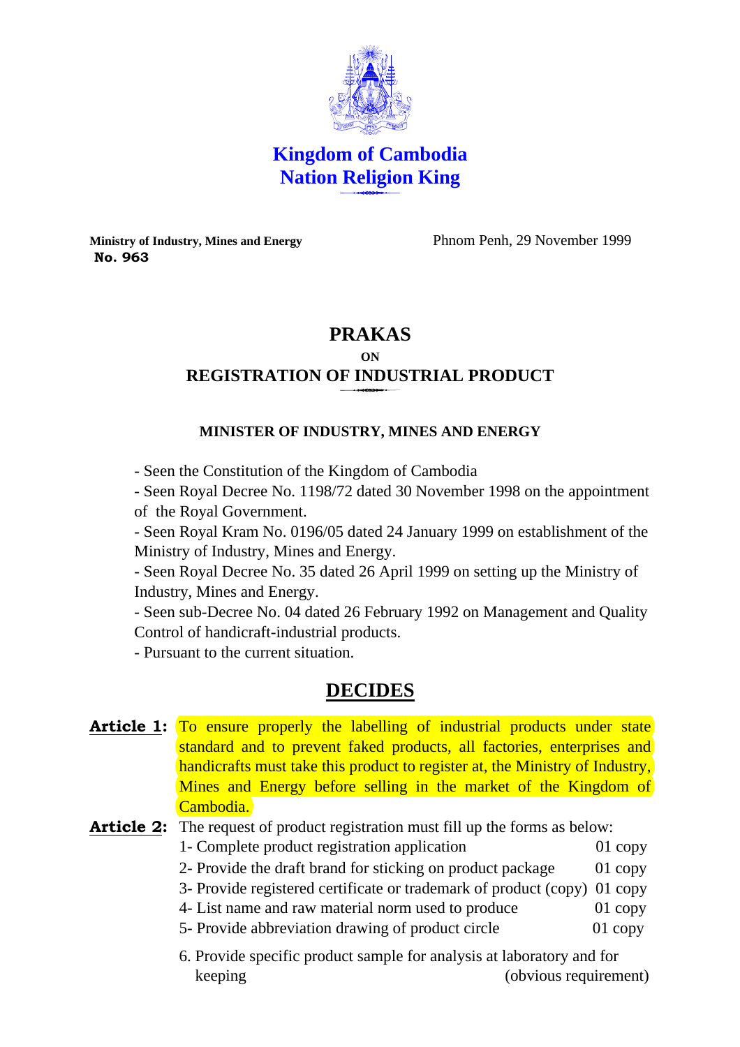# Kingdom of Cambodia
# Nation Religion King

**Ministry of Industry, Mines and Energy**
**No. 963**

Phnom Penh, 29 November 1999

# PRAKAS
**ON**
# REGISTRATION OF INDUSTRIAL PRODUCT

**MINISTER OF INDUSTRY, MINES AND ENERGY**

- Seen the Constitution of the Kingdom of Cambodia
- Seen Royal Decree No. 1198/72 dated 30 November 1998 on the appointment of the Royal Government.
- Seen Royal Kram No. 0196/05 dated 24 January 1999 on establishment of the Ministry of Industry, Mines and Energy.
- Seen Royal Decree No. 35 dated 26 April 1999 on setting up the Ministry of Industry, Mines and Energy.
- Seen sub-Decree No. 04 dated 26 February 1992 on Management and Quality Control of handicraft-industrial products.
- Pursuant to the current situation.

## DECIDES

**Article 1:** To ensure properly the labelling of industrial products under state standard and to prevent faked products, all factories, enterprises and handicrafts must take this product to register at, the Ministry of Industry, Mines and Energy before selling in the market of the Kingdom of Cambodia.

**Article 2:** The request of product registration must fill up the forms as below:

1- Complete product registration application — 01 copy
2- Provide the draft brand for sticking on product package — 01 copy
3- Provide registered certificate or trademark of product (copy) — 01 copy
4- List name and raw material norm used to produce — 01 copy
5- Provide abbreviation drawing of product circle — 01 copy

6. Provide specific product sample for analysis at laboratory and for keeping — (obvious requirement)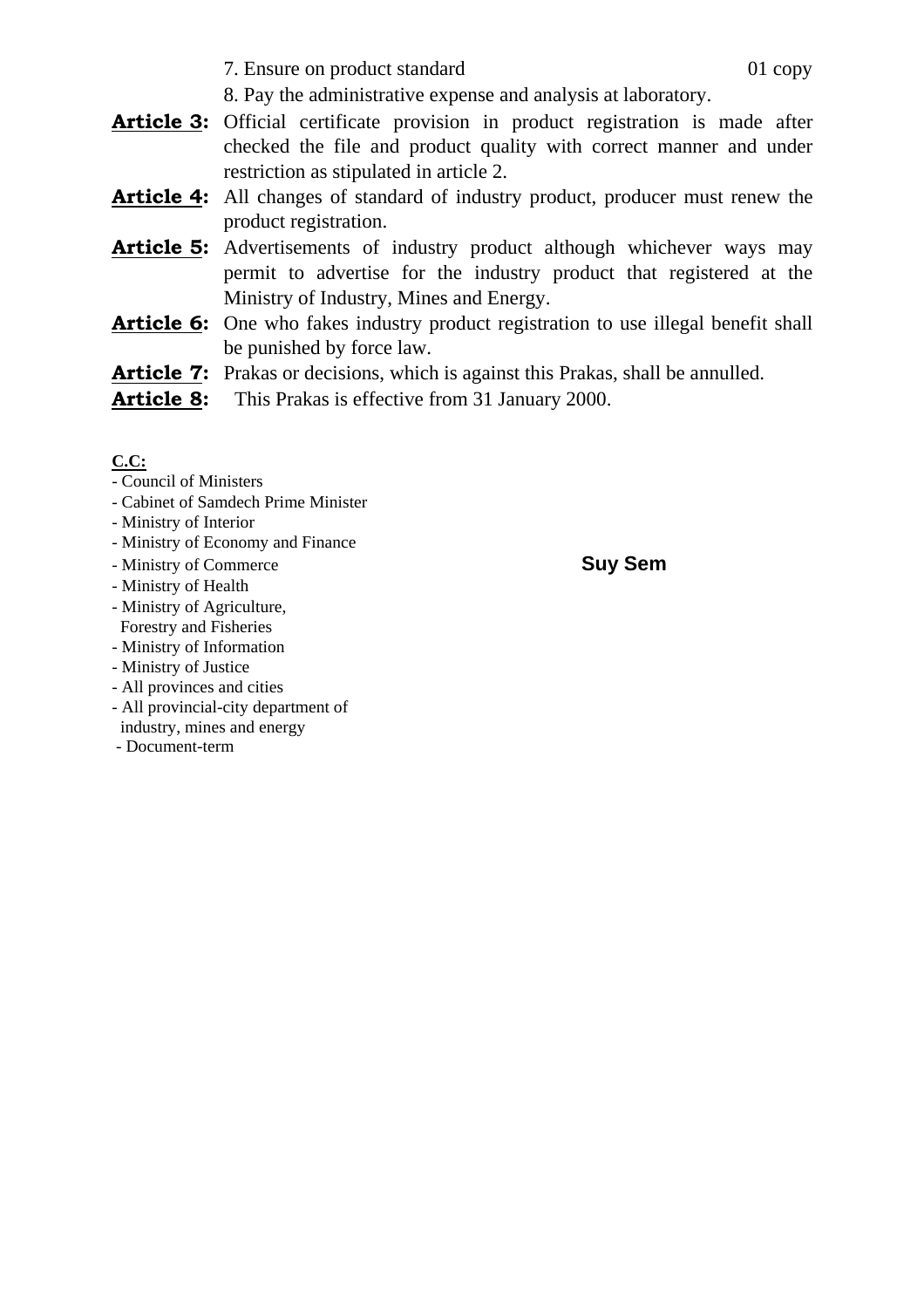7. Ensure on product standard 01 copy

8. Pay the administrative expense and analysis at laboratory.

**Article 3:** Official certificate provision in product registration is made after checked the file and product quality with correct manner and under restriction as stipulated in article 2.

**Article 4:** All changes of standard of industry product, producer must renew the product registration.

**Article 5:** Advertisements of industry product although whichever ways may permit to advertise for the industry product that registered at the Ministry of Industry, Mines and Energy.

**Article 6:** One who fakes industry product registration to use illegal benefit shall be punished by force law.

**Article 7:** Prakas or decisions, which is against this Prakas, shall be annulled.

**Article 8:** This Prakas is effective from 31 January 2000.

**Suy Sem**

**C.C:**

- Council of Ministers
- Cabinet of Samdech Prime Minister
- Ministry of Interior
- Ministry of Economy and Finance
- Ministry of Commerce
- Ministry of Health
- Ministry of Agriculture, Forestry and Fisheries
- Ministry of Information
- Ministry of Justice
- All provinces and cities
- All provincial-city department of industry, mines and energy
- Document-term